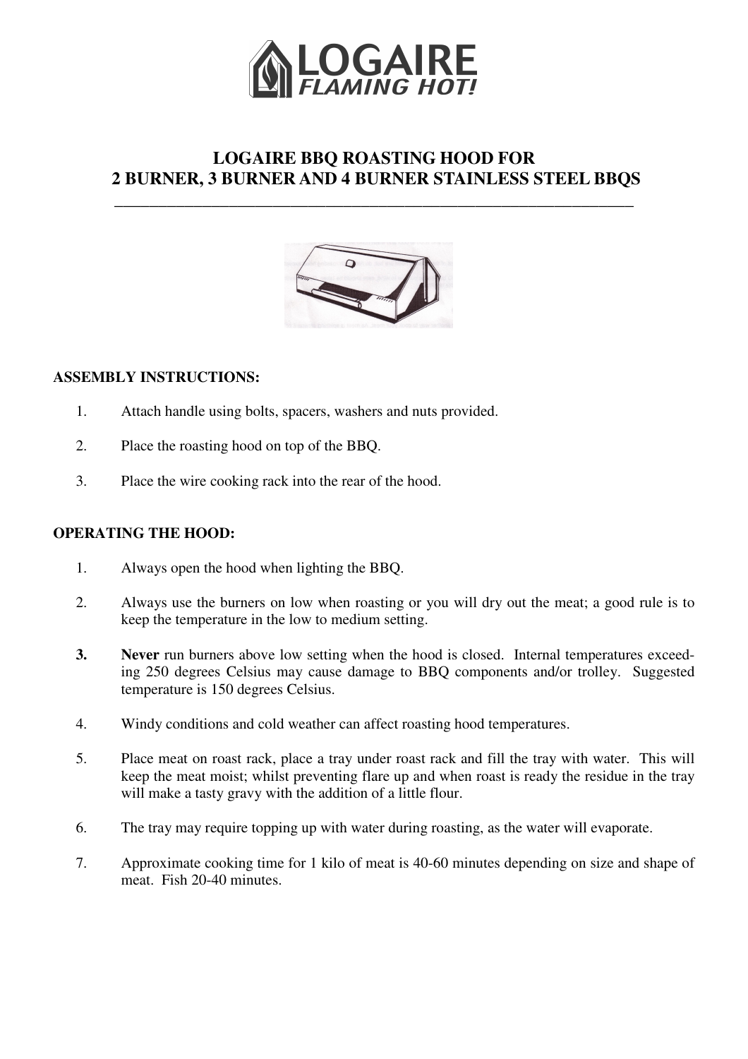# LOGAIRE
*FLAMING HOT!*

## LOGAIRE BBQ ROASTING HOOD FOR
## 2 BURNER, 3 BURNER AND 4 BURNER STAINLESS STEEL BBQS

---

### ASSEMBLY INSTRUCTIONS:

1. Attach handle using bolts, spacers, washers and nuts provided.
2. Place the roasting hood on top of the BBQ.
3. Place the wire cooking rack into the rear of the hood.

### OPERATING THE HOOD:

1. Always open the hood when lighting the BBQ.
2. Always use the burners on low when roasting or you will dry out the meat; a good rule is to keep the temperature in the low to medium setting.
3. **Never** run burners above low setting when the hood is closed. Internal temperatures exceeding 250 degrees Celsius may cause damage to BBQ components and/or trolley. Suggested temperature is 150 degrees Celsius.
4. Windy conditions and cold weather can affect roasting hood temperatures.
5. Place meat on roast rack, place a tray under roast rack and fill the tray with water. This will keep the meat moist; whilst preventing flare up and when roast is ready the residue in the tray will make a tasty gravy with the addition of a little flour.
6. The tray may require topping up with water during roasting, as the water will evaporate.
7. Approximate cooking time for 1 kilo of meat is 40-60 minutes depending on size and shape of meat. Fish 20-40 minutes.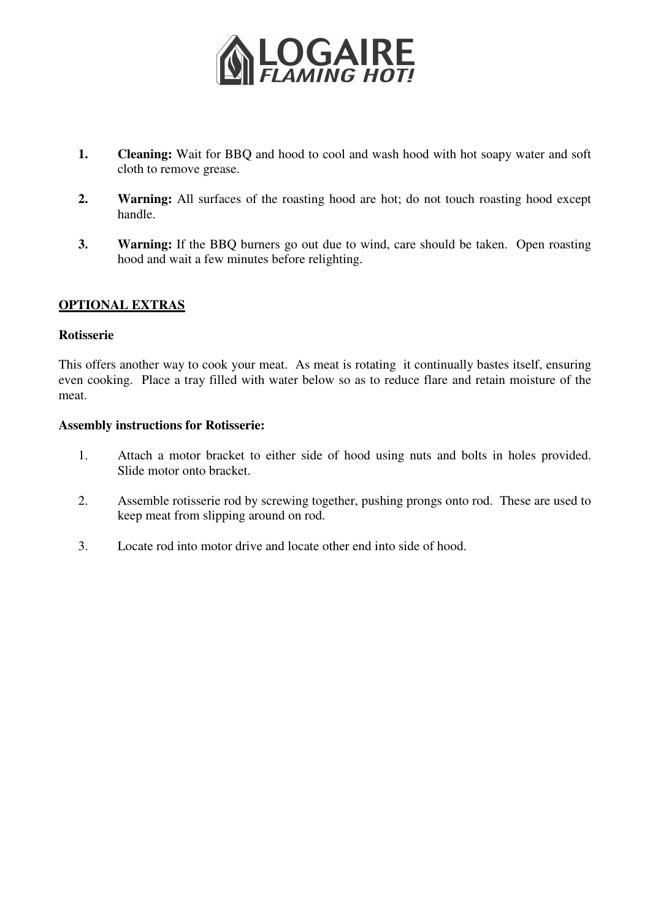**LOGAIRE**
***FLAMING HOT!***

1. **Cleaning:** Wait for BBQ and hood to cool and wash hood with hot soapy water and soft cloth to remove grease.

2. **Warning:** All surfaces of the roasting hood are hot; do not touch roasting hood except handle.

3. **Warning:** If the BBQ burners go out due to wind, care should be taken. Open roasting hood and wait a few minutes before relighting.

## <u>OPTIONAL EXTRAS</u>

### Rotisserie

This offers another way to cook your meat. As meat is rotating it continually bastes itself, ensuring even cooking. Place a tray filled with water below so as to reduce flare and retain moisture of the meat.

### Assembly instructions for Rotisserie:

1. Attach a motor bracket to either side of hood using nuts and bolts in holes provided. Slide motor onto bracket.

2. Assemble rotisserie rod by screwing together, pushing prongs onto rod. These are used to keep meat from slipping around on rod.

3. Locate rod into motor drive and locate other end into side of hood.